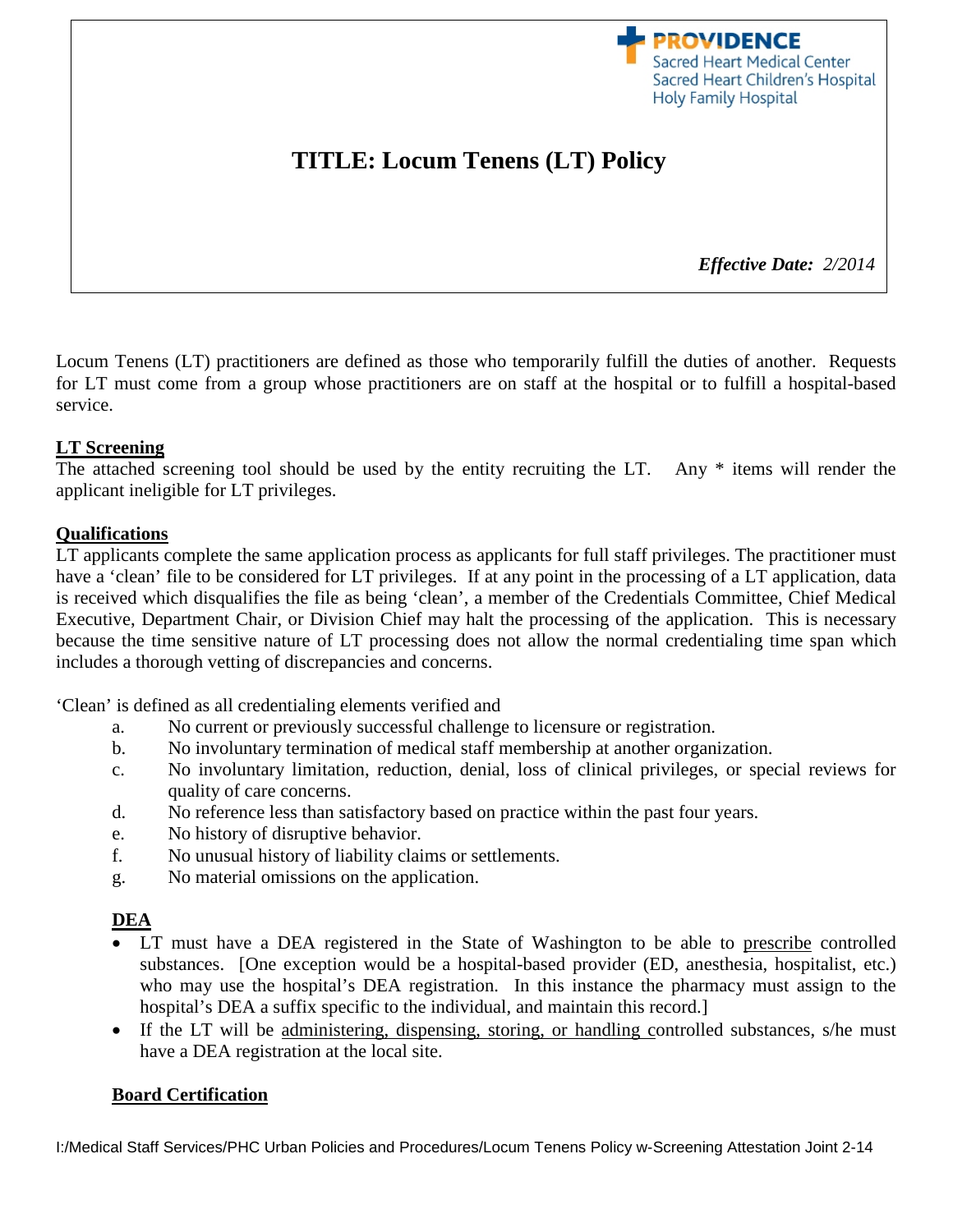PROVIDENCE
Sacred Heart Medical Center
Sacred Heart Children's Hospital
Holy Family Hospital

# TITLE: Locum Tenens (LT) Policy

***Effective Date:*** *2/2014*

Locum Tenens (LT) practitioners are defined as those who temporarily fulfill the duties of another. Requests for LT must come from a group whose practitioners are on staff at the hospital or to fulfill a hospital-based service.

## LT Screening

The attached screening tool should be used by the entity recruiting the LT. Any * items will render the applicant ineligible for LT privileges.

## Qualifications

LT applicants complete the same application process as applicants for full staff privileges. The practitioner must have a 'clean' file to be considered for LT privileges. If at any point in the processing of a LT application, data is received which disqualifies the file as being 'clean', a member of the Credentials Committee, Chief Medical Executive, Department Chair, or Division Chief may halt the processing of the application. This is necessary because the time sensitive nature of LT processing does not allow the normal credentialing time span which includes a thorough vetting of discrepancies and concerns.

'Clean' is defined as all credentialing elements verified and

a. No current or previously successful challenge to licensure or registration.
b. No involuntary termination of medical staff membership at another organization.
c. No involuntary limitation, reduction, denial, loss of clinical privileges, or special reviews for quality of care concerns.
d. No reference less than satisfactory based on practice within the past four years.
e. No history of disruptive behavior.
f. No unusual history of liability claims or settlements.
g. No material omissions on the application.

### DEA

- LT must have a DEA registered in the State of Washington to be able to prescribe controlled substances. [One exception would be a hospital-based provider (ED, anesthesia, hospitalist, etc.) who may use the hospital's DEA registration. In this instance the pharmacy must assign to the hospital's DEA a suffix specific to the individual, and maintain this record.]
- If the LT will be administering, dispensing, storing, or handling controlled substances, s/he must have a DEA registration at the local site.

### Board Certification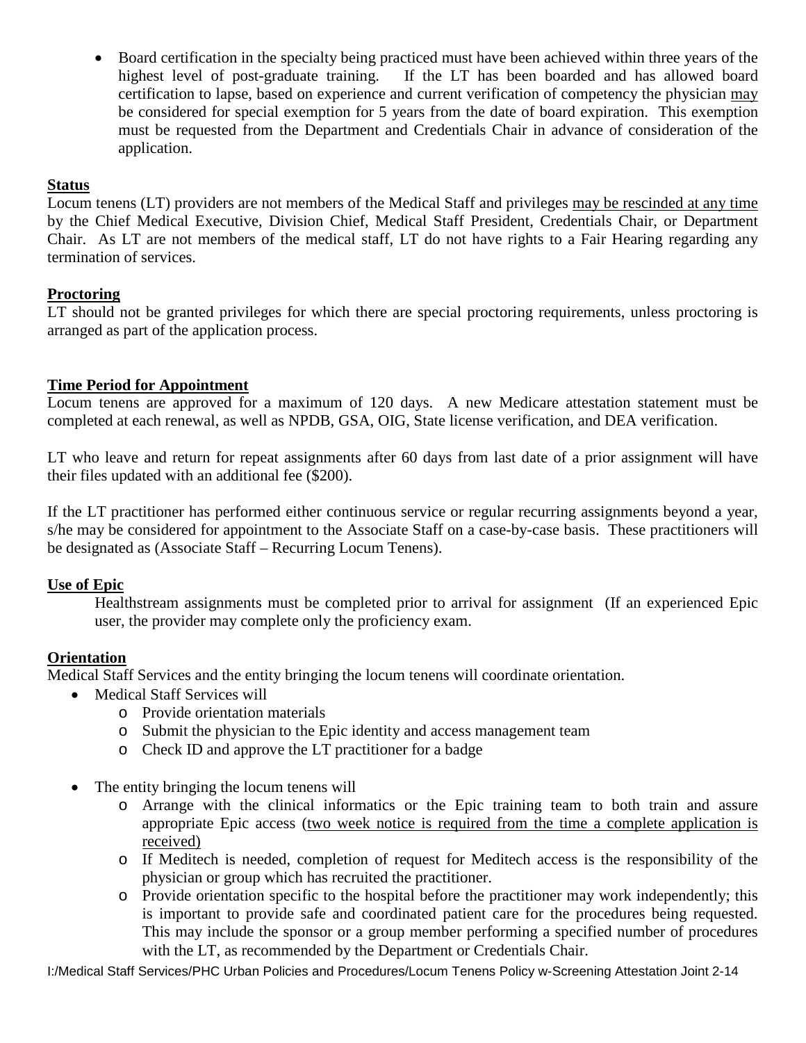- Board certification in the specialty being practiced must have been achieved within three years of the highest level of post-graduate training. If the LT has been boarded and has allowed board certification to lapse, based on experience and current verification of competency the physician <u>may</u> be considered for special exemption for 5 years from the date of board expiration. This exemption must be requested from the Department and Credentials Chair in advance of consideration of the application.

## Status

Locum tenens (LT) providers are not members of the Medical Staff and privileges <u>may be rescinded at any time</u> by the Chief Medical Executive, Division Chief, Medical Staff President, Credentials Chair, or Department Chair. As LT are not members of the medical staff, LT do not have rights to a Fair Hearing regarding any termination of services.

## Proctoring

LT should not be granted privileges for which there are special proctoring requirements, unless proctoring is arranged as part of the application process.

## Time Period for Appointment

Locum tenens are approved for a maximum of 120 days. A new Medicare attestation statement must be completed at each renewal, as well as NPDB, GSA, OIG, State license verification, and DEA verification.

LT who leave and return for repeat assignments after 60 days from last date of a prior assignment will have their files updated with an additional fee ($200).

If the LT practitioner has performed either continuous service or regular recurring assignments beyond a year, s/he may be considered for appointment to the Associate Staff on a case-by-case basis. These practitioners will be designated as (Associate Staff – Recurring Locum Tenens).

## Use of Epic

Healthstream assignments must be completed prior to arrival for assignment (If an experienced Epic user, the provider may complete only the proficiency exam.

## Orientation

Medical Staff Services and the entity bringing the locum tenens will coordinate orientation.

- Medical Staff Services will
  - Provide orientation materials
  - Submit the physician to the Epic identity and access management team
  - Check ID and approve the LT practitioner for a badge

- The entity bringing the locum tenens will
  - Arrange with the clinical informatics or the Epic training team to both train and assure appropriate Epic access (<u>two week notice is required from the time a complete application is received)</u>
  - If Meditech is needed, completion of request for Meditech access is the responsibility of the physician or group which has recruited the practitioner.
  - Provide orientation specific to the hospital before the practitioner may work independently; this is important to provide safe and coordinated patient care for the procedures being requested. This may include the sponsor or a group member performing a specified number of procedures with the LT, as recommended by the Department or Credentials Chair.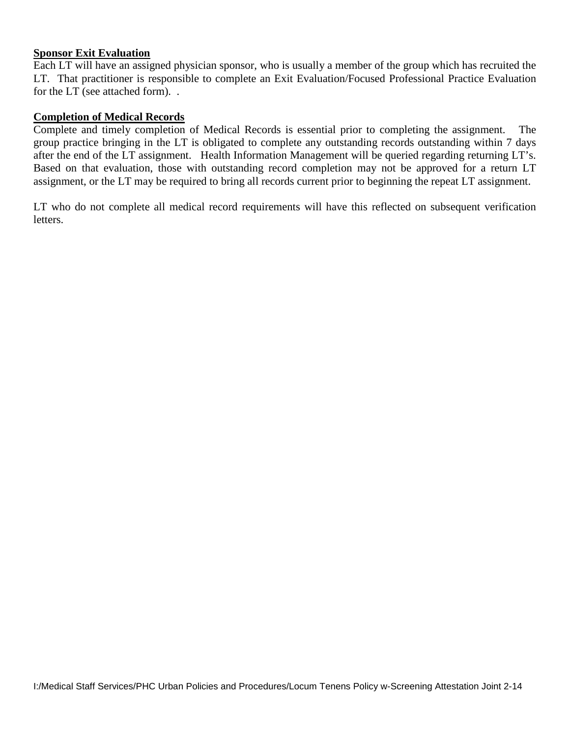## Sponsor Exit Evaluation

Each LT will have an assigned physician sponsor, who is usually a member of the group which has recruited the LT. That practitioner is responsible to complete an Exit Evaluation/Focused Professional Practice Evaluation for the LT (see attached form). .

## Completion of Medical Records

Complete and timely completion of Medical Records is essential prior to completing the assignment. The group practice bringing in the LT is obligated to complete any outstanding records outstanding within 7 days after the end of the LT assignment. Health Information Management will be queried regarding returning LT's. Based on that evaluation, those with outstanding record completion may not be approved for a return LT assignment, or the LT may be required to bring all records current prior to beginning the repeat LT assignment.

LT who do not complete all medical record requirements will have this reflected on subsequent verification letters.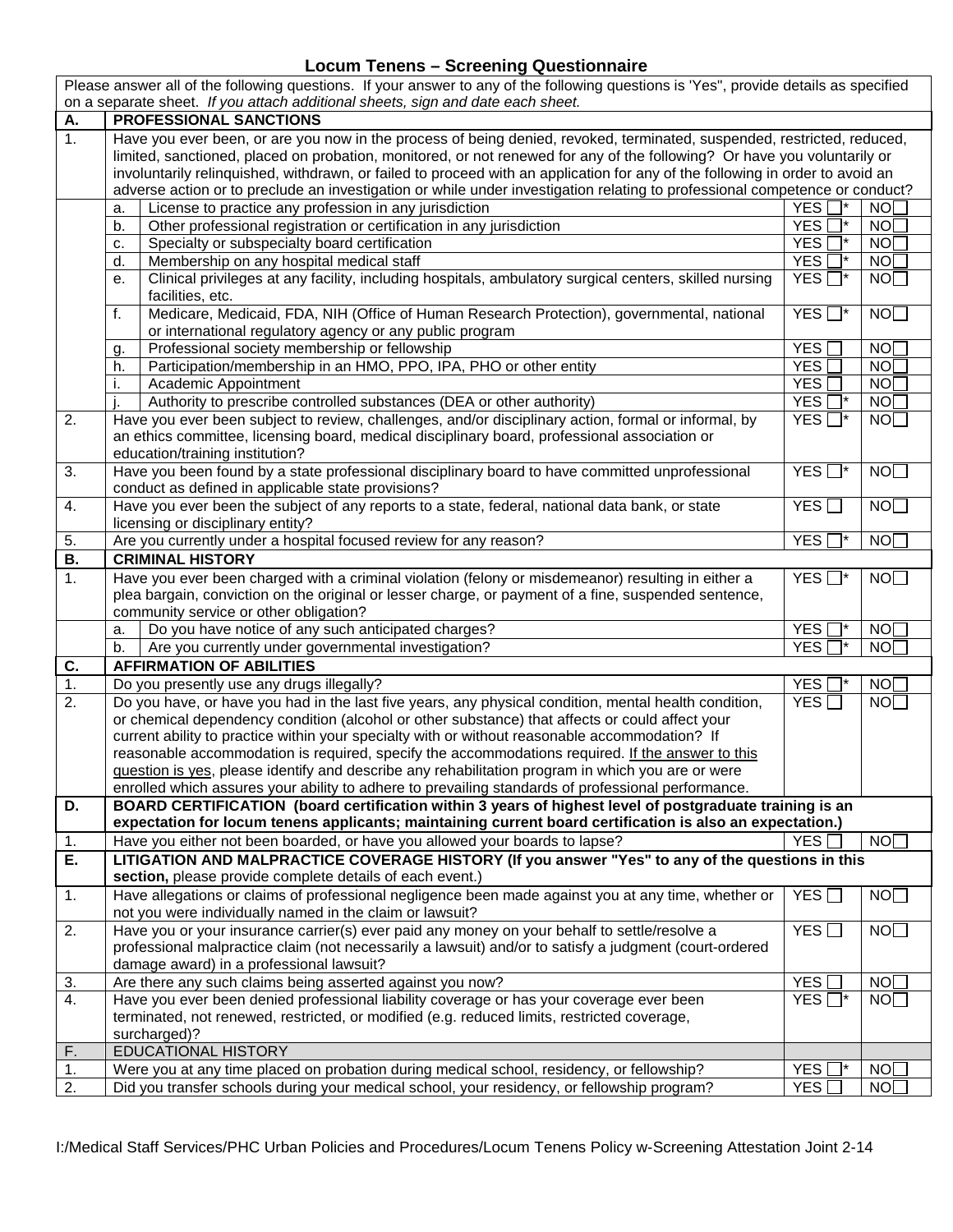# Locum Tenens – Screening Questionnaire

Please answer all of the following questions. If your answer to any of the following questions is 'Yes", provide details as specified on a separate sheet. *If you attach additional sheets, sign and date each sheet.*

| | | | | |
|---|---|---|---|---|
| **A.** | **PROFESSIONAL SANCTIONS** | | | |
| 1. | Have you ever been, or are you now in the process of being denied, revoked, terminated, suspended, restricted, reduced, limited, sanctioned, placed on probation, monitored, or not renewed for any of the following? Or have you voluntarily or involuntarily relinquished, withdrawn, or failed to proceed with an application for any of the following in order to avoid an adverse action or to preclude an investigation or while under investigation relating to professional competence or conduct? | | | |
| | a. License to practice any profession in any jurisdiction | YES ☐* | NO☐ |
| | b. Other professional registration or certification in any jurisdiction | YES ☐* | NO☐ |
| | c. Specialty or subspecialty board certification | YES ☐* | NO☐ |
| | d. Membership on any hospital medical staff | YES ☐* | NO☐ |
| | e. Clinical privileges at any facility, including hospitals, ambulatory surgical centers, skilled nursing facilities, etc. | YES ☐* | NO☐ |
| | f. Medicare, Medicaid, FDA, NIH (Office of Human Research Protection), governmental, national or international regulatory agency or any public program | YES ☐* | NO☐ |
| | g. Professional society membership or fellowship | YES ☐ | NO☐ |
| | h. Participation/membership in an HMO, PPO, IPA, PHO or other entity | YES ☐ | NO☐ |
| | i. Academic Appointment | YES ☐ | NO☐ |
| | j. Authority to prescribe controlled substances (DEA or other authority) | YES ☐* | NO☐ |
| 2. | Have you ever been subject to review, challenges, and/or disciplinary action, formal or informal, by an ethics committee, licensing board, medical disciplinary board, professional association or education/training institution? | YES ☐* | NO☐ |
| 3. | Have you been found by a state professional disciplinary board to have committed unprofessional conduct as defined in applicable state provisions? | YES ☐* | NO☐ |
| 4. | Have you ever been the subject of any reports to a state, federal, national data bank, or state licensing or disciplinary entity? | YES ☐ | NO☐ |
| 5. | Are you currently under a hospital focused review for any reason? | YES ☐* | NO☐ |
| **B.** | **CRIMINAL HISTORY** | | |
| 1. | Have you ever been charged with a criminal violation (felony or misdemeanor) resulting in either a plea bargain, conviction on the original or lesser charge, or payment of a fine, suspended sentence, community service or other obligation? | YES ☐* | NO☐ |
| | a. Do you have notice of any such anticipated charges? | YES ☐* | NO☐ |
| | b. Are you currently under governmental investigation? | YES ☐* | NO☐ |
| **C.** | **AFFIRMATION OF ABILITIES** | | |
| 1. | Do you presently use any drugs illegally? | YES ☐* | NO☐ |
| 2. | Do you have, or have you had in the last five years, any physical condition, mental health condition, or chemical dependency condition (alcohol or other substance) that affects or could affect your current ability to practice within your specialty with or without reasonable accommodation? If reasonable accommodation is required, specify the accommodations required. <u>If the answer to this question is yes</u>, please identify and describe any rehabilitation program in which you are or were enrolled which assures your ability to adhere to prevailing standards of professional performance. | YES ☐ | NO☐ |
| **D.** | **BOARD CERTIFICATION (board certification within 3 years of highest level of postgraduate training is an expectation for locum tenens applicants; maintaining current board certification is also an expectation.)** | | |
| 1. | Have you either not been boarded, or have you allowed your boards to lapse? | YES ☐ | NO☐ |
| **E.** | **LITIGATION AND MALPRACTICE COVERAGE HISTORY (If you answer "Yes" to any of the questions in this section,** please provide complete details of each event.) | | |
| 1. | Have allegations or claims of professional negligence been made against you at any time, whether or not you were individually named in the claim or lawsuit? | YES ☐ | NO☐ |
| 2. | Have you or your insurance carrier(s) ever paid any money on your behalf to settle/resolve a professional malpractice claim (not necessarily a lawsuit) and/or to satisfy a judgment (court-ordered damage award) in a professional lawsuit? | YES ☐ | NO☐ |
| 3. | Are there any such claims being asserted against you now? | YES ☐ | NO☐ |
| 4. | Have you ever been denied professional liability coverage or has your coverage ever been terminated, not renewed, restricted, or modified (e.g. reduced limits, restricted coverage, surcharged)? | YES ☐* | NO☐ |
| F. | EDUCATIONAL HISTORY | | |
| 1. | Were you at any time placed on probation during medical school, residency, or fellowship? | YES ☐* | NO☐ |
| 2. | Did you transfer schools during your medical school, your residency, or fellowship program? | YES ☐ | NO☐ |

I:/Medical Staff Services/PHC Urban Policies and Procedures/Locum Tenens Policy w-Screening Attestation Joint 2-14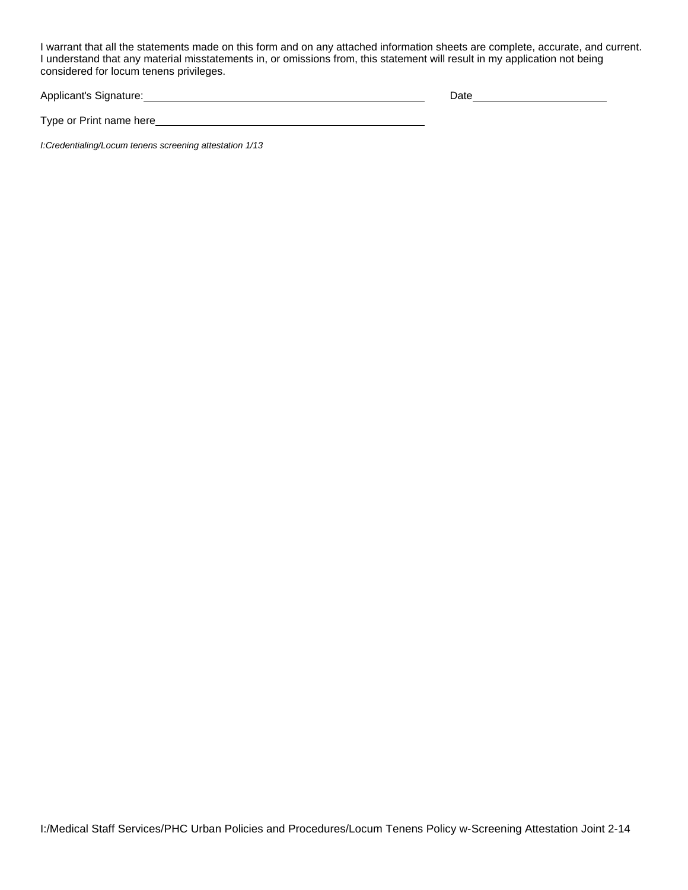I warrant that all the statements made on this form and on any attached information sheets are complete, accurate, and current. I understand that any material misstatements in, or omissions from, this statement will result in my application not being considered for locum tenens privileges.

Applicant's Signature:\_\_\_\_\_\_\_\_\_\_\_\_\_\_\_\_\_\_\_\_\_\_\_\_\_\_\_\_\_\_\_\_\_\_\_\_\_\_\_\_ Date\_\_\_\_\_\_\_\_\_\_\_\_\_\_\_\_\_\_\_\_

Type or Print name here\_\_\_\_\_\_\_\_\_\_\_\_\_\_\_\_\_\_\_\_\_\_\_\_\_\_\_\_\_\_\_\_\_\_\_\_\_\_\_\_

*I:Credentialing/Locum tenens screening attestation 1/13*

I:/Medical Staff Services/PHC Urban Policies and Procedures/Locum Tenens Policy w-Screening Attestation Joint 2-14